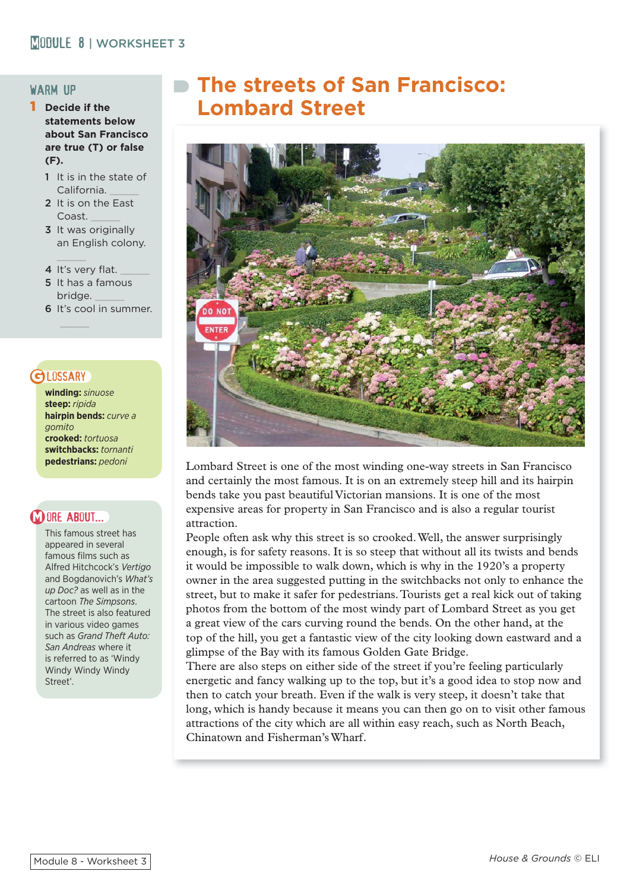# The streets of San Francisco: Lombard Street

## WARM UP

**1 Decide if the statements below about San Francisco are true (T) or false (F).**

1. It is in the state of California. ______
2. It is on the East Coast. ______
3. It was originally an English colony. ______
4. It's very flat. ______
5. It has a famous bridge. ______
6. It's cool in summer. ______

Lombard Street is one of the most winding one-way streets in San Francisco and certainly the most famous. It is on an extremely steep hill and its hairpin bends take you past beautiful Victorian mansions. It is one of the most expensive areas for property in San Francisco and is also a regular tourist attraction.

People often ask why this street is so crooked. Well, the answer surprisingly enough, is for safety reasons. It is so steep that without all its twists and bends it would be impossible to walk down, which is why in the 1920's a property owner in the area suggested putting in the switchbacks not only to enhance the street, but to make it safer for pedestrians. Tourists get a real kick out of taking photos from the bottom of the most windy part of Lombard Street as you get a great view of the cars curving round the bends. On the other hand, at the top of the hill, you get a fantastic view of the city looking down eastward and a glimpse of the Bay with its famous Golden Gate Bridge.

There are also steps on either side of the street if you're feeling particularly energetic and fancy walking up to the top, but it's a good idea to stop now and then to catch your breath. Even if the walk is very steep, it doesn't take that long, which is handy because it means you can then go on to visit other famous attractions of the city which are all within easy reach, such as North Beach, Chinatown and Fisherman's Wharf.

### GLOSSARY

**winding:** *sinuose*
**steep:** *ripida*
**hairpin bends:** *curve a gomito*
**crooked:** *tortuosa*
**switchbacks:** *tornanti*
**pedestrians:** *pedoni*

### MORE ABOUT...

This famous street has appeared in several famous films such as Alfred Hitchcock's *Vertigo* and Bogdanovich's *What's up Doc?* as well as in the cartoon *The Simpsons*. The street is also featured in various video games such as *Grand Theft Auto: San Andreas* where it is referred to as 'Windy Windy Windy Windy Street'.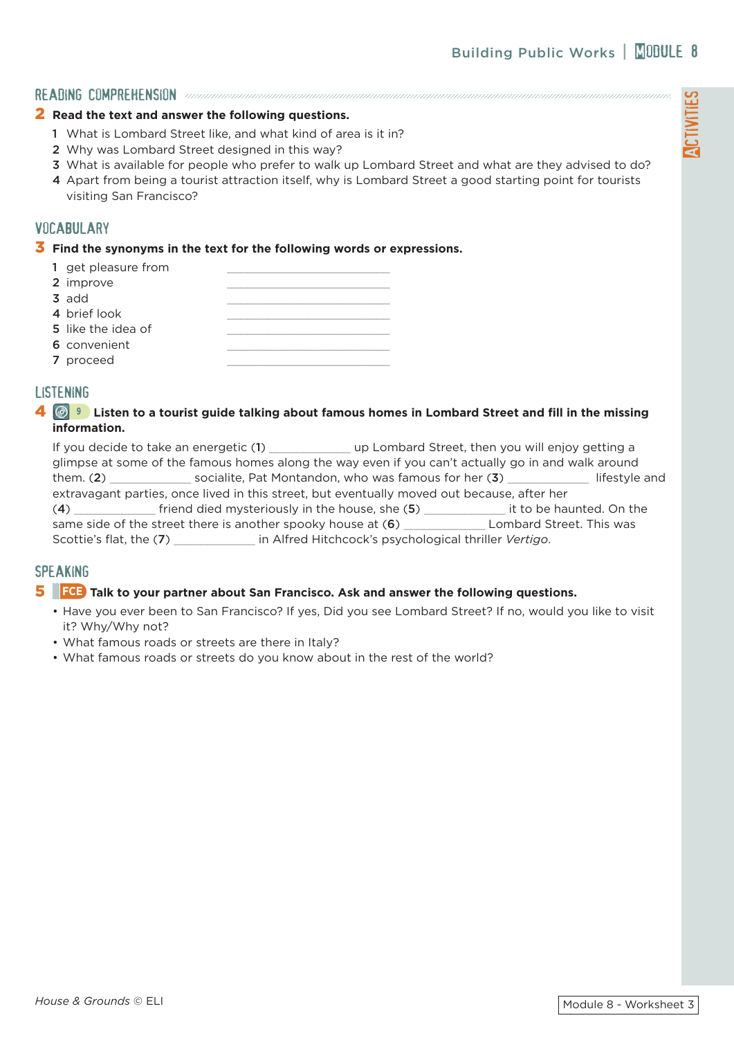## READING COMPREHENSION

**2** **Read the text and answer the following questions.**

1. What is Lombard Street like, and what kind of area is it in?
2. Why was Lombard Street designed in this way?
3. What is available for people who prefer to walk up Lombard Street and what are they advised to do?
4. Apart from being a tourist attraction itself, why is Lombard Street a good starting point for tourists visiting San Francisco?

## VOCABULARY

**3** **Find the synonyms in the text for the following words or expressions.**

1. get pleasure from ____________________
2. improve ____________________
3. add ____________________
4. brief look ____________________
5. like the idea of ____________________
6. convenient ____________________
7. proceed ____________________

## LISTENING

**4** 9 **Listen to a tourist guide talking about famous homes in Lombard Street and fill in the missing information.**

If you decide to take an energetic (**1**) ____________ up Lombard Street, then you will enjoy getting a glimpse at some of the famous homes along the way even if you can't actually go in and walk around them. (**2**) ____________ socialite, Pat Montandon, who was famous for her (**3**) ____________ lifestyle and extravagant parties, once lived in this street, but eventually moved out because, after her (**4**) ____________ friend died mysteriously in the house, she (**5**) ____________ it to be haunted. On the same side of the street there is another spooky house at (**6**) ____________ Lombard Street. This was Scottie's flat, the (**7**) ____________ in Alfred Hitchcock's psychological thriller *Vertigo*.

## SPEAKING

**5** FCE **Talk to your partner about San Francisco. Ask and answer the following questions.**

- Have you ever been to San Francisco? If yes, Did you see Lombard Street? If no, would you like to visit it? Why/Why not?
- What famous roads or streets are there in Italy?
- What famous roads or streets do you know about in the rest of the world?